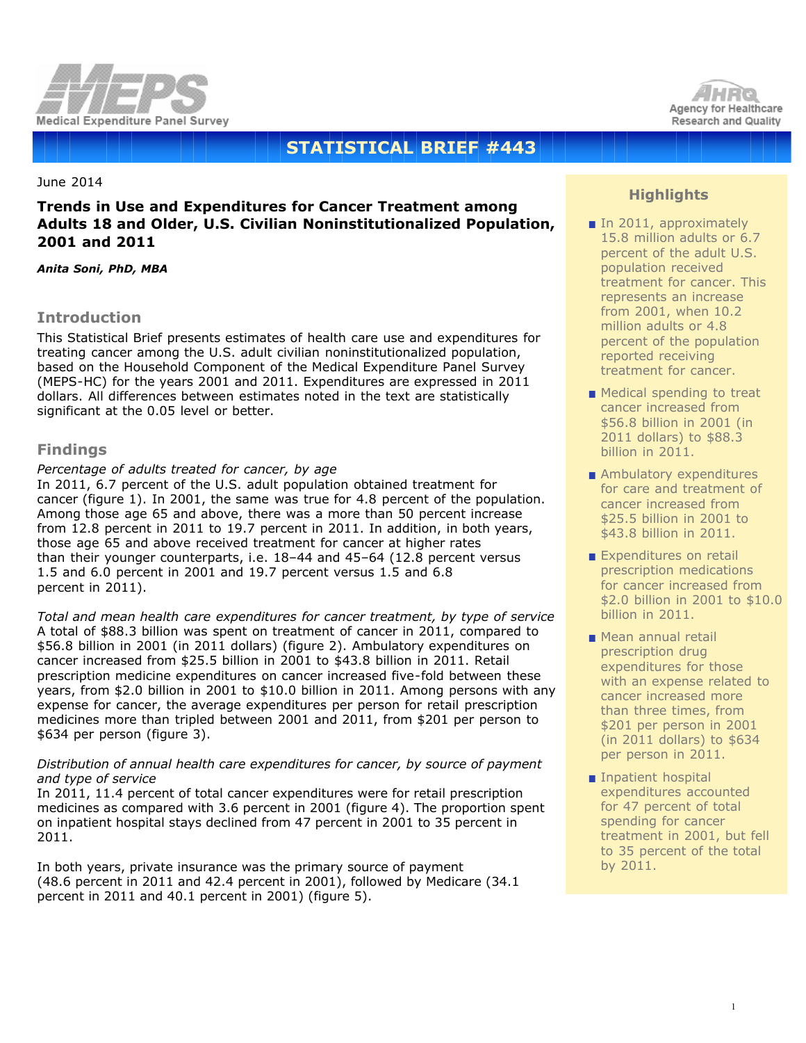Medical Expenditure Panel Survey

Agency for Healthcare Research and Quality

# STATISTICAL BRIEF #443

June 2014

## Trends in Use and Expenditures for Cancer Treatment among Adults 18 and Older, U.S. Civilian Noninstitutionalized Population, 2001 and 2011

***Anita Soni, PhD, MBA***

## Introduction

This Statistical Brief presents estimates of health care use and expenditures for treating cancer among the U.S. adult civilian noninstitutionalized population, based on the Household Component of the Medical Expenditure Panel Survey (MEPS-HC) for the years 2001 and 2011. Expenditures are expressed in 2011 dollars. All differences between estimates noted in the text are statistically significant at the 0.05 level or better.

## Findings

*Percentage of adults treated for cancer, by age*

In 2011, 6.7 percent of the U.S. adult population obtained treatment for cancer (figure 1). In 2001, the same was true for 4.8 percent of the population. Among those age 65 and above, there was a more than 50 percent increase from 12.8 percent in 2011 to 19.7 percent in 2011. In addition, in both years, those age 65 and above received treatment for cancer at higher rates than their younger counterparts, i.e. 18–44 and 45–64 (12.8 percent versus 1.5 and 6.0 percent in 2001 and 19.7 percent versus 1.5 and 6.8 percent in 2011).

*Total and mean health care expenditures for cancer treatment, by type of service*

A total of $88.3 billion was spent on treatment of cancer in 2011, compared to $56.8 billion in 2001 (in 2011 dollars) (figure 2). Ambulatory expenditures on cancer increased from $25.5 billion in 2001 to $43.8 billion in 2011. Retail prescription medicine expenditures on cancer increased five-fold between these years, from $2.0 billion in 2001 to $10.0 billion in 2011. Among persons with any expense for cancer, the average expenditures per person for retail prescription medicines more than tripled between 2001 and 2011, from $201 per person to $634 per person (figure 3).

*Distribution of annual health care expenditures for cancer, by source of payment and type of service*

In 2011, 11.4 percent of total cancer expenditures were for retail prescription medicines as compared with 3.6 percent in 2001 (figure 4). The proportion spent on inpatient hospital stays declined from 47 percent in 2001 to 35 percent in 2011.

In both years, private insurance was the primary source of payment (48.6 percent in 2011 and 42.4 percent in 2001), followed by Medicare (34.1 percent in 2011 and 40.1 percent in 2001) (figure 5).

## Highlights

- In 2011, approximately 15.8 million adults or 6.7 percent of the adult U.S. population received treatment for cancer. This represents an increase from 2001, when 10.2 million adults or 4.8 percent of the population reported receiving treatment for cancer.
- Medical spending to treat cancer increased from $56.8 billion in 2001 (in 2011 dollars) to $88.3 billion in 2011.
- Ambulatory expenditures for care and treatment of cancer increased from $25.5 billion in 2001 to $43.8 billion in 2011.
- Expenditures on retail prescription medications for cancer increased from $2.0 billion in 2001 to $10.0 billion in 2011.
- Mean annual retail prescription drug expenditures for those with an expense related to cancer increased more than three times, from $201 per person in 2001 (in 2011 dollars) to $634 per person in 2011.
- Inpatient hospital expenditures accounted for 47 percent of total spending for cancer treatment in 2001, but fell to 35 percent of the total by 2011.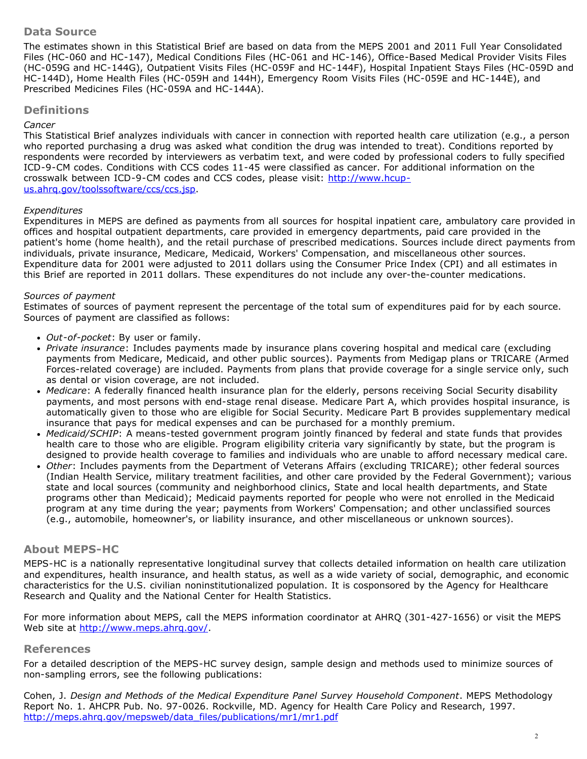## Data Source

The estimates shown in this Statistical Brief are based on data from the MEPS 2001 and 2011 Full Year Consolidated Files (HC-060 and HC-147), Medical Conditions Files (HC-061 and HC-146), Office-Based Medical Provider Visits Files (HC-059G and HC-144G), Outpatient Visits Files (HC-059F and HC-144F), Hospital Inpatient Stays Files (HC-059D and HC-144D), Home Health Files (HC-059H and 144H), Emergency Room Visits Files (HC-059E and HC-144E), and Prescribed Medicines Files (HC-059A and HC-144A).

## Definitions

*Cancer*
This Statistical Brief analyzes individuals with cancer in connection with reported health care utilization (e.g., a person who reported purchasing a drug was asked what condition the drug was intended to treat). Conditions reported by respondents were recorded by interviewers as verbatim text, and were coded by professional coders to fully specified ICD-9-CM codes. Conditions with CCS codes 11-45 were classified as cancer. For additional information on the crosswalk between ICD-9-CM codes and CCS codes, please visit: [http://www.hcup-us.ahrq.gov/toolssoftware/ccs/ccs.jsp](http://www.hcup-us.ahrq.gov/toolssoftware/ccs/ccs.jsp).

*Expenditures*
Expenditures in MEPS are defined as payments from all sources for hospital inpatient care, ambulatory care provided in offices and hospital outpatient departments, care provided in emergency departments, paid care provided in the patient's home (home health), and the retail purchase of prescribed medications. Sources include direct payments from individuals, private insurance, Medicare, Medicaid, Workers' Compensation, and miscellaneous other sources. Expenditure data for 2001 were adjusted to 2011 dollars using the Consumer Price Index (CPI) and all estimates in this Brief are reported in 2011 dollars. These expenditures do not include any over-the-counter medications.

*Sources of payment*
Estimates of sources of payment represent the percentage of the total sum of expenditures paid for by each source. Sources of payment are classified as follows:

- *Out-of-pocket*: By user or family.
- *Private insurance*: Includes payments made by insurance plans covering hospital and medical care (excluding payments from Medicare, Medicaid, and other public sources). Payments from Medigap plans or TRICARE (Armed Forces-related coverage) are included. Payments from plans that provide coverage for a single service only, such as dental or vision coverage, are not included.
- *Medicare*: A federally financed health insurance plan for the elderly, persons receiving Social Security disability payments, and most persons with end-stage renal disease. Medicare Part A, which provides hospital insurance, is automatically given to those who are eligible for Social Security. Medicare Part B provides supplementary medical insurance that pays for medical expenses and can be purchased for a monthly premium.
- *Medicaid/SCHIP*: A means-tested government program jointly financed by federal and state funds that provides health care to those who are eligible. Program eligibility criteria vary significantly by state, but the program is designed to provide health coverage to families and individuals who are unable to afford necessary medical care.
- *Other*: Includes payments from the Department of Veterans Affairs (excluding TRICARE); other federal sources (Indian Health Service, military treatment facilities, and other care provided by the Federal Government); various state and local sources (community and neighborhood clinics, State and local health departments, and State programs other than Medicaid); Medicaid payments reported for people who were not enrolled in the Medicaid program at any time during the year; payments from Workers' Compensation; and other unclassified sources (e.g., automobile, homeowner's, or liability insurance, and other miscellaneous or unknown sources).

## About MEPS-HC

MEPS-HC is a nationally representative longitudinal survey that collects detailed information on health care utilization and expenditures, health insurance, and health status, as well as a wide variety of social, demographic, and economic characteristics for the U.S. civilian noninstitutionalized population. It is cosponsored by the Agency for Healthcare Research and Quality and the National Center for Health Statistics.

For more information about MEPS, call the MEPS information coordinator at AHRQ (301-427-1656) or visit the MEPS Web site at [http://www.meps.ahrq.gov/](http://www.meps.ahrq.gov/).

## References

For a detailed description of the MEPS-HC survey design, sample design and methods used to minimize sources of non-sampling errors, see the following publications:

Cohen, J. *Design and Methods of the Medical Expenditure Panel Survey Household Component*. MEPS Methodology Report No. 1. AHCPR Pub. No. 97-0026. Rockville, MD. Agency for Health Care Policy and Research, 1997. [http://meps.ahrq.gov/mepsweb/data_files/publications/mr1/mr1.pdf](http://meps.ahrq.gov/mepsweb/data_files/publications/mr1/mr1.pdf)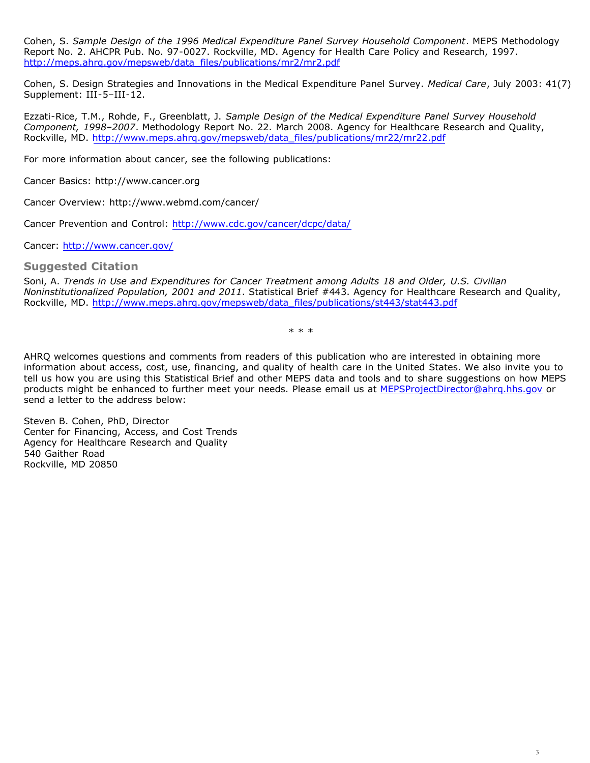Cohen, S. *Sample Design of the 1996 Medical Expenditure Panel Survey Household Component*. MEPS Methodology Report No. 2. AHCPR Pub. No. 97-0027. Rockville, MD. Agency for Health Care Policy and Research, 1997. http://meps.ahrq.gov/mepsweb/data_files/publications/mr2/mr2.pdf

Cohen, S. Design Strategies and Innovations in the Medical Expenditure Panel Survey. *Medical Care*, July 2003: 41(7) Supplement: III-5–III-12.

Ezzati-Rice, T.M., Rohde, F., Greenblatt, J. *Sample Design of the Medical Expenditure Panel Survey Household Component, 1998–2007*. Methodology Report No. 22. March 2008. Agency for Healthcare Research and Quality, Rockville, MD. http://www.meps.ahrq.gov/mepsweb/data_files/publications/mr22/mr22.pdf

For more information about cancer, see the following publications:

Cancer Basics: http://www.cancer.org

Cancer Overview: http://www.webmd.com/cancer/

Cancer Prevention and Control: http://www.cdc.gov/cancer/dcpc/data/

Cancer: http://www.cancer.gov/

## Suggested Citation

Soni, A. *Trends in Use and Expenditures for Cancer Treatment among Adults 18 and Older, U.S. Civilian Noninstitutionalized Population, 2001 and 2011*. Statistical Brief #443. Agency for Healthcare Research and Quality, Rockville, MD. http://www.meps.ahrq.gov/mepsweb/data_files/publications/st443/stat443.pdf

\* \* \*

AHRQ welcomes questions and comments from readers of this publication who are interested in obtaining more information about access, cost, use, financing, and quality of health care in the United States. We also invite you to tell us how you are using this Statistical Brief and other MEPS data and tools and to share suggestions on how MEPS products might be enhanced to further meet your needs. Please email us at MEPSProjectDirector@ahrq.hhs.gov or send a letter to the address below:

Steven B. Cohen, PhD, Director
Center for Financing, Access, and Cost Trends
Agency for Healthcare Research and Quality
540 Gaither Road
Rockville, MD 20850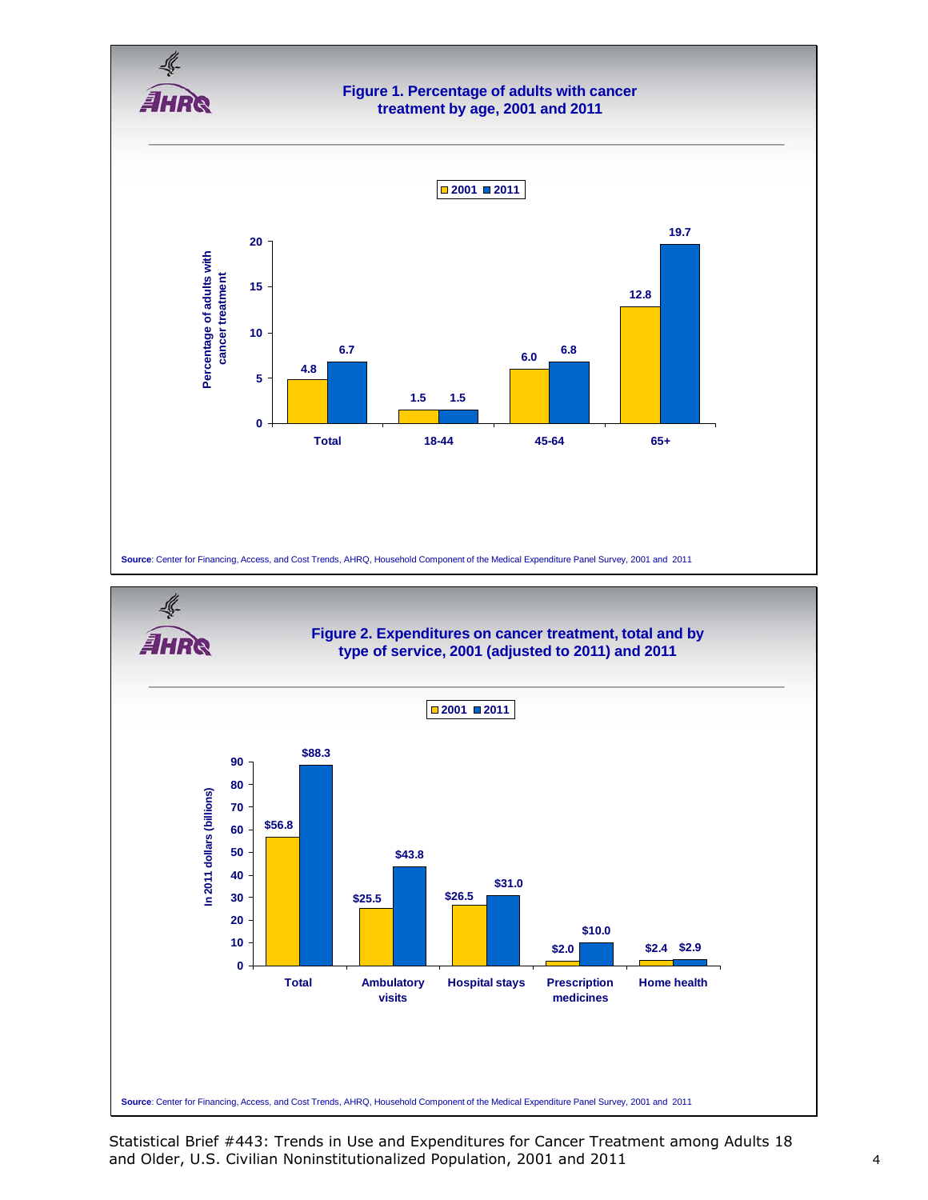### Figure 1. Percentage of adults with cancer treatment by age, 2001 and 2011

| Age | 2001 | 2011 |
|---|---|---|
| Total | 4.8 | 6.7 |
| 18-44 | 1.5 | 1.5 |
| 45-64 | 6.0 | 6.8 |
| 65+ | 12.8 | 19.7 |

Percentage of adults with cancer treatment

**Source**: Center for Financing, Access, and Cost Trends, AHRQ, Household Component of the Medical Expenditure Panel Survey, 2001 and 2011

### Figure 2. Expenditures on cancer treatment, total and by type of service, 2001 (adjusted to 2011) and 2011

| Type of service | 2001 | 2011 |
|---|---|---|
| Total | $56.8 | $88.3 |
| Ambulatory visits | $25.5 | $43.8 |
| Hospital stays | $26.5 | $31.0 |
| Prescription medicines | $2.0 | $10.0 |
| Home health | $2.4 | $2.9 |

In 2011 dollars (billions)

**Source**: Center for Financing, Access, and Cost Trends, AHRQ, Household Component of the Medical Expenditure Panel Survey, 2001 and 2011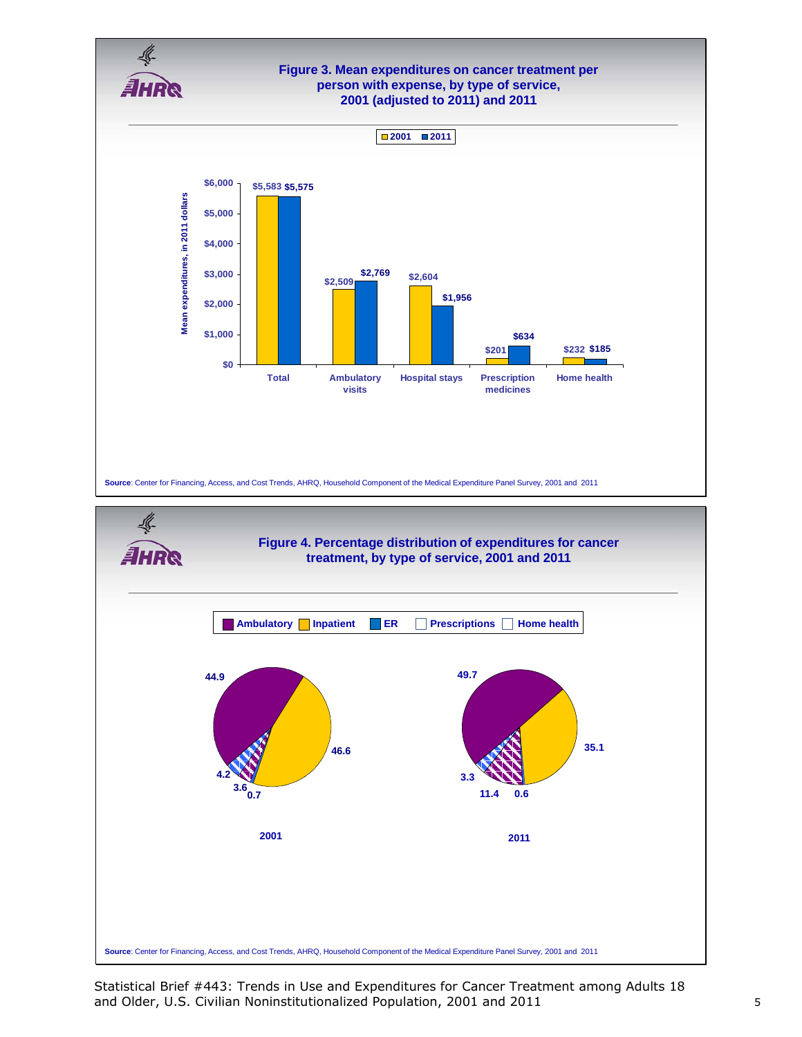**Figure 3. Mean expenditures on cancer treatment per person with expense, by type of service, 2001 (adjusted to 2011) and 2011**

Mean expenditures, in 2011 dollars

| Type of service | 2001 | 2011 |
| --- | --- | --- |
| Total | $5,583 | $5,575 |
| Ambulatory visits | $2,509 | $2,769 |
| Hospital stays | $2,604 | $1,956 |
| Prescription medicines | $201 | $634 |
| Home health | $232 | $185 |

**Source**: Center for Financing, Access, and Cost Trends, AHRQ, Household Component of the Medical Expenditure Panel Survey, 2001 and 2011

**Figure 4. Percentage distribution of expenditures for cancer treatment, by type of service, 2001 and 2011**

| Type of service | 2001 | 2011 |
| --- | --- | --- |
| Ambulatory | 44.9 | 49.7 |
| Inpatient | 46.6 | 35.1 |
| ER | 0.7 | 0.6 |
| Prescriptions | 3.6 | 11.4 |
| Home health | 4.2 | 3.3 |

**Source**: Center for Financing, Access, and Cost Trends, AHRQ, Household Component of the Medical Expenditure Panel Survey, 2001 and 2011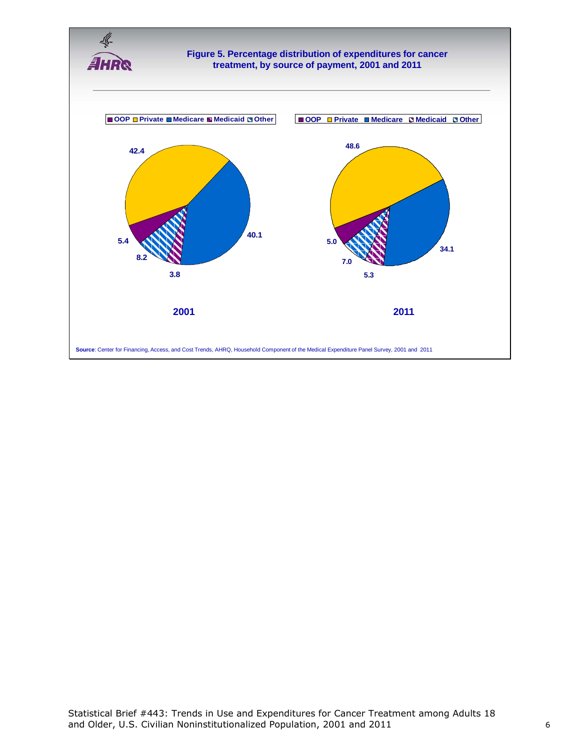**Figure 5. Percentage distribution of expenditures for cancer treatment, by source of payment, 2001 and 2011**

OOP Private Medicare Medicaid Other

42.4

40.1

5.4

8.2

3.8

2001

OOP Private Medicare Medicaid Other

48.6

34.1

5.0

7.0

5.3

2011

**Source**: Center for Financing, Access, and Cost Trends, AHRQ, Household Component of the Medical Expenditure Panel Survey, 2001 and 2011